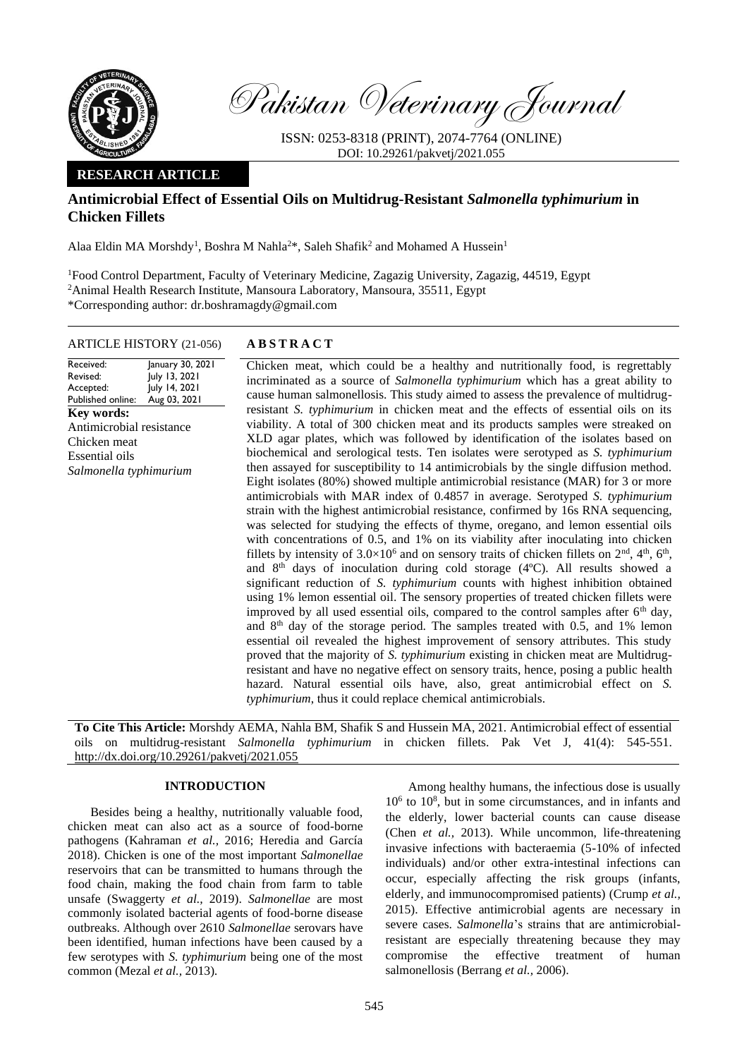Pakistan Veterinary Journal

ISSN: 0253-8318 (PRINT), 2074-7764 (ONLINE)
DOI: 10.29261/pakvetj/2021.055

**RESEARCH ARTICLE**

# Antimicrobial Effect of Essential Oils on Multidrug-Resistant *Salmonella typhimurium* in Chicken Fillets

Alaa Eldin MA Morshdy[1], Boshra M Nahla[2*], Saleh Shafik[2] and Mohamed A Hussein[1]

[1]Food Control Department, Faculty of Veterinary Medicine, Zagazig University, Zagazig, 44519, Egypt
[2]Animal Health Research Institute, Mansoura Laboratory, Mansoura, 35511, Egypt
*Corresponding author: dr.boshramagdy@gmail.com

**ARTICLE HISTORY** (21-056)

| | |
|---|---|
| Received: | January 30, 2021 |
| Revised: | July 13, 2021 |
| Accepted: | July 14, 2021 |
| Published online: | Aug 03, 2021 |

**Key words:**
Antimicrobial resistance
Chicken meat
Essential oils
*Salmonella typhimurium*

**ABSTRACT**

Chicken meat, which could be a healthy and nutritionally food, is regrettably incriminated as a source of *Salmonella typhimurium* which has a great ability to cause human salmonellosis. This study aimed to assess the prevalence of multidrug-resistant *S. typhimurium* in chicken meat and the effects of essential oils on its viability. A total of 300 chicken meat and its products samples were streaked on XLD agar plates, which was followed by identification of the isolates based on biochemical and serological tests. Ten isolates were serotyped as *S. typhimurium* then assayed for susceptibility to 14 antimicrobials by the single diffusion method. Eight isolates (80%) showed multiple antimicrobial resistance (MAR) for 3 or more antimicrobials with MAR index of 0.4857 in average. Serotyped *S. typhimurium* strain with the highest antimicrobial resistance, confirmed by 16s RNA sequencing, was selected for studying the effects of thyme, oregano, and lemon essential oils with concentrations of 0.5, and 1% on its viability after inoculating into chicken fillets by intensity of $3.0 \times 10^6$ and on sensory traits of chicken fillets on 2nd, 4th, 6th, and 8th days of inoculation during cold storage (4ºC). All results showed a significant reduction of *S. typhimurium* counts with highest inhibition obtained using 1% lemon essential oil. The sensory properties of treated chicken fillets were improved by all used essential oils, compared to the control samples after 6th day, and 8th day of the storage period. The samples treated with 0.5, and 1% lemon essential oil revealed the highest improvement of sensory attributes. This study proved that the majority of *S. typhimurium* existing in chicken meat are Multidrug-resistant and have no negative effect on sensory traits, hence, posing a public health hazard. Natural essential oils have, also, great antimicrobial effect on *S. typhimurium*, thus it could replace chemical antimicrobials.

**To Cite This Article:** Morshdy AEMA, Nahla BM, Shafik S and Hussein MA, 2021. Antimicrobial effect of essential oils on multidrug-resistant *Salmonella typhimurium* in chicken fillets. Pak Vet J, 41(4): 545-551. http://dx.doi.org/10.29261/pakvetj/2021.055

## INTRODUCTION

Besides being a healthy, nutritionally valuable food, chicken meat can also act as a source of food-borne pathogens (Kahraman *et al.,* 2016; Heredia and García 2018). Chicken is one of the most important *Salmonellae* reservoirs that can be transmitted to humans through the food chain, making the food chain from farm to table unsafe (Swaggerty *et al.,* 2019). *Salmonellae* are most commonly isolated bacterial agents of food-borne disease outbreaks. Although over 2610 *Salmonellae* serovars have been identified, human infections have been caused by a few serotypes with *S. typhimurium* being one of the most common (Mezal *et al.,* 2013).

Among healthy humans, the infectious dose is usually $10^6$ to $10^8$, but in some circumstances, and in infants and the elderly, lower bacterial counts can cause disease (Chen *et al.,* 2013). While uncommon, life-threatening invasive infections with bacteraemia (5-10% of infected individuals) and/or other extra-intestinal infections can occur, especially affecting the risk groups (infants, elderly, and immunocompromised patients) (Crump *et al.,* 2015). Effective antimicrobial agents are necessary in severe cases. *Salmonella*'s strains that are antimicrobial-resistant are especially threatening because they may compromise the effective treatment of human salmonellosis (Berrang *et al.,* 2006).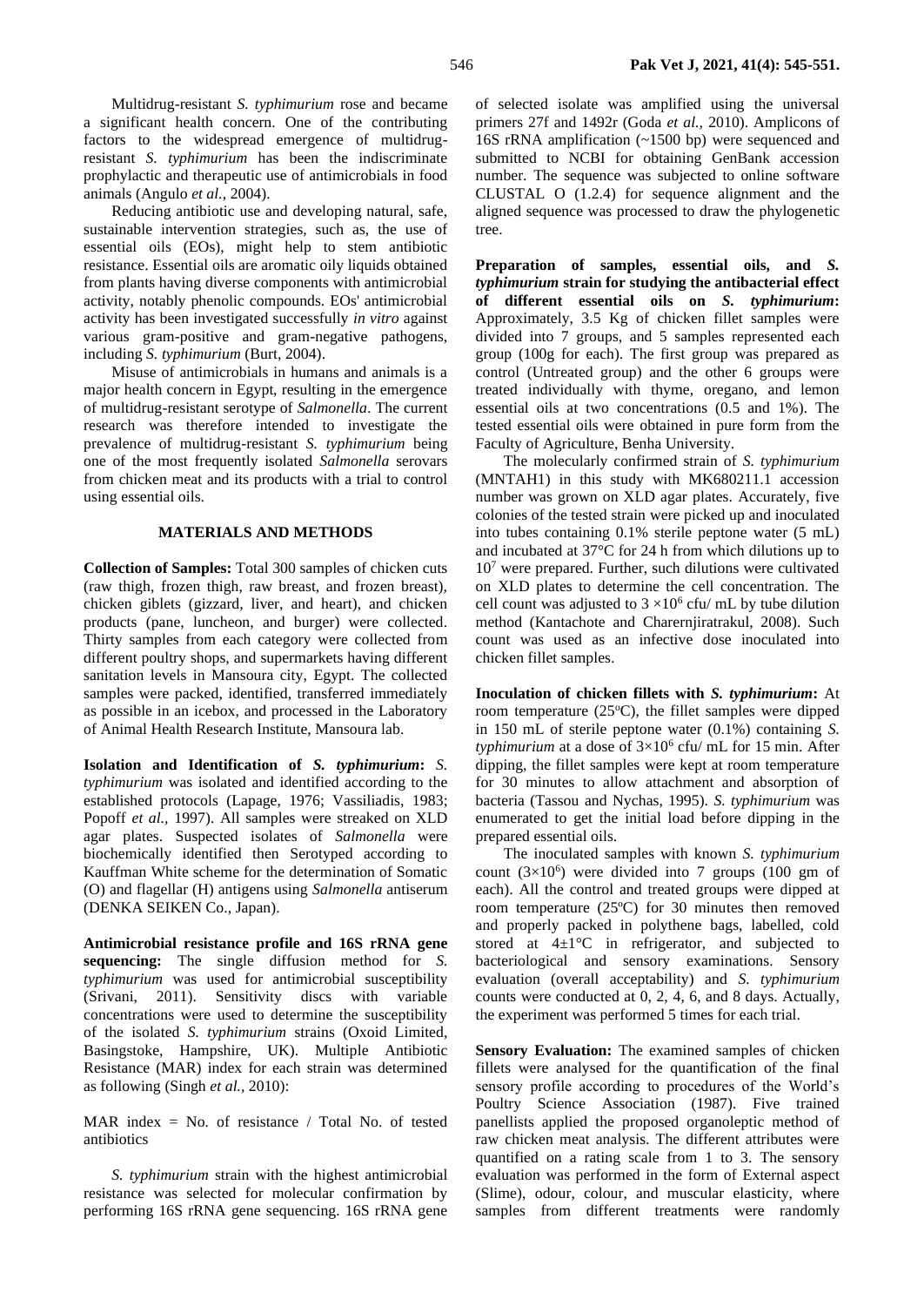Multidrug-resistant *S. typhimurium* rose and became a significant health concern. One of the contributing factors to the widespread emergence of multidrug-resistant *S. typhimurium* has been the indiscriminate prophylactic and therapeutic use of antimicrobials in food animals (Angulo *et al.,* 2004).

Reducing antibiotic use and developing natural, safe, sustainable intervention strategies, such as, the use of essential oils (EOs), might help to stem antibiotic resistance. Essential oils are aromatic oily liquids obtained from plants having diverse components with antimicrobial activity, notably phenolic compounds. EOs' antimicrobial activity has been investigated successfully *in vitro* against various gram-positive and gram-negative pathogens, including *S. typhimurium* (Burt, 2004).

Misuse of antimicrobials in humans and animals is a major health concern in Egypt, resulting in the emergence of multidrug-resistant serotype of *Salmonella*. The current research was therefore intended to investigate the prevalence of multidrug-resistant *S. typhimurium* being one of the most frequently isolated *Salmonella* serovars from chicken meat and its products with a trial to control using essential oils.

## MATERIALS AND METHODS

**Collection of Samples:** Total 300 samples of chicken cuts (raw thigh, frozen thigh, raw breast, and frozen breast), chicken giblets (gizzard, liver, and heart), and chicken products (pane, luncheon, and burger) were collected. Thirty samples from each category were collected from different poultry shops, and supermarkets having different sanitation levels in Mansoura city, Egypt. The collected samples were packed, identified, transferred immediately as possible in an icebox, and processed in the Laboratory of Animal Health Research Institute, Mansoura lab.

**Isolation and Identification of *S. typhimurium*:** *S. typhimurium* was isolated and identified according to the established protocols (Lapage, 1976; Vassiliadis, 1983; Popoff *et al.,* 1997). All samples were streaked on XLD agar plates. Suspected isolates of *Salmonella* were biochemically identified then Serotyped according to Kauffman White scheme for the determination of Somatic (O) and flagellar (H) antigens using *Salmonella* antiserum (DENKA SEIKEN Co., Japan).

**Antimicrobial resistance profile and 16S rRNA gene sequencing:** The single diffusion method for *S. typhimurium* was used for antimicrobial susceptibility (Srivani, 2011). Sensitivity discs with variable concentrations were used to determine the susceptibility of the isolated *S. typhimurium* strains (Oxoid Limited, Basingstoke, Hampshire, UK). Multiple Antibiotic Resistance (MAR) index for each strain was determined as following (Singh *et al.,* 2010):

MAR index = No. of resistance / Total No. of tested antibiotics

*S. typhimurium* strain with the highest antimicrobial resistance was selected for molecular confirmation by performing 16S rRNA gene sequencing. 16S rRNA gene of selected isolate was amplified using the universal primers 27f and 1492r (Goda *et al.,* 2010). Amplicons of 16S rRNA amplification (~1500 bp) were sequenced and submitted to NCBI for obtaining GenBank accession number. The sequence was subjected to online software CLUSTAL O (1.2.4) for sequence alignment and the aligned sequence was processed to draw the phylogenetic tree.

**Preparation of samples, essential oils, and *S. typhimurium* strain for studying the antibacterial effect of different essential oils on *S. typhimurium*:** Approximately, 3.5 Kg of chicken fillet samples were divided into 7 groups, and 5 samples represented each group (100g for each). The first group was prepared as control (Untreated group) and the other 6 groups were treated individually with thyme, oregano, and lemon essential oils at two concentrations (0.5 and 1%). The tested essential oils were obtained in pure form from the Faculty of Agriculture, Benha University.

The molecularly confirmed strain of *S. typhimurium* (MNTAH1) in this study with MK680211.1 accession number was grown on XLD agar plates. Accurately, five colonies of the tested strain were picked up and inoculated into tubes containing 0.1% sterile peptone water (5 mL) and incubated at 37°C for 24 h from which dilutions up to $10^7$ were prepared. Further, such dilutions were cultivated on XLD plates to determine the cell concentration. The cell count was adjusted to $3 \times 10^6$ cfu/ mL by tube dilution method (Kantachote and Charernjiratrakul, 2008). Such count was used as an infective dose inoculated into chicken fillet samples.

**Inoculation of chicken fillets with *S. typhimurium*:** At room temperature (25°C), the fillet samples were dipped in 150 mL of sterile peptone water (0.1%) containing *S. typhimurium* at a dose of $3 \times 10^6$ cfu/ mL for 15 min. After dipping, the fillet samples were kept at room temperature for 30 minutes to allow attachment and absorption of bacteria (Tassou and Nychas, 1995). *S. typhimurium* was enumerated to get the initial load before dipping in the prepared essential oils.

The inoculated samples with known *S. typhimurium* count ($3 \times 10^6$) were divided into 7 groups (100 gm of each). All the control and treated groups were dipped at room temperature (25ºC) for 30 minutes then removed and properly packed in polythene bags, labelled, cold stored at 4±1°C in refrigerator, and subjected to bacteriological and sensory examinations. Sensory evaluation (overall acceptability) and *S. typhimurium* counts were conducted at 0, 2, 4, 6, and 8 days. Actually, the experiment was performed 5 times for each trial.

**Sensory Evaluation:** The examined samples of chicken fillets were analysed for the quantification of the final sensory profile according to procedures of the World's Poultry Science Association (1987). Five trained panellists applied the proposed organoleptic method of raw chicken meat analysis. The different attributes were quantified on a rating scale from 1 to 3. The sensory evaluation was performed in the form of External aspect (Slime), odour, colour, and muscular elasticity, where samples from different treatments were randomly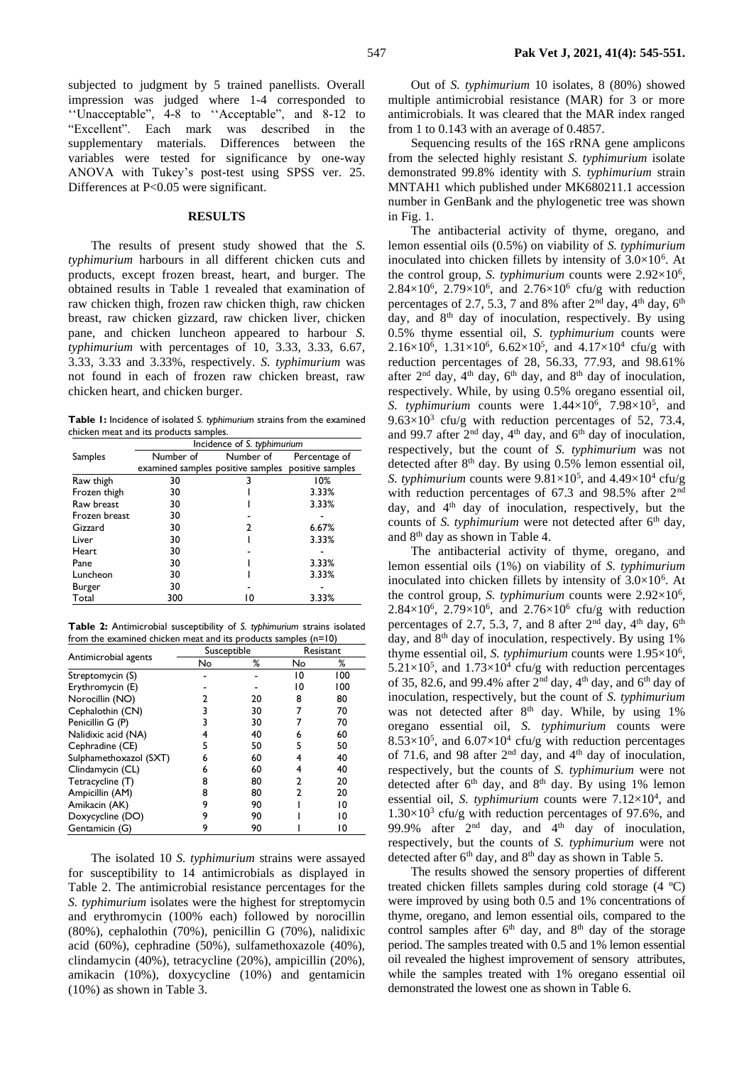subjected to judgment by 5 trained panellists. Overall impression was judged where 1-4 corresponded to ''Unacceptable'', 4-8 to ''Acceptable'', and 8-12 to "Excellent". Each mark was described in the supplementary materials. Differences between the variables were tested for significance by one-way ANOVA with Tukey's post-test using SPSS ver. 25. Differences at P<0.05 were significant.

## RESULTS

The results of present study showed that the *S. typhimurium* harbours in all different chicken cuts and products, except frozen breast, heart, and burger. The obtained results in Table 1 revealed that examination of raw chicken thigh, frozen raw chicken thigh, raw chicken breast, raw chicken gizzard, raw chicken liver, chicken pane, and chicken luncheon appeared to harbour *S. typhimurium* with percentages of 10, 3.33, 3.33, 6.67, 3.33, 3.33 and 3.33%, respectively. *S. typhimurium* was not found in each of frozen raw chicken breast, raw chicken heart, and chicken burger.

**Table 1:** Incidence of isolated *S. typhimurium* strains from the examined chicken meat and its products samples.

| Samples | Incidence of *S. typhimurium* | | |
|---|---|---|---|
| | Number of examined samples | Number of positive samples | Percentage of positive samples |
| Raw thigh | 30 | 3 | 10% |
| Frozen thigh | 30 | 1 | 3.33% |
| Raw breast | 30 | 1 | 3.33% |
| Frozen breast | 30 | - | - |
| Gizzard | 30 | 2 | 6.67% |
| Liver | 30 | 1 | 3.33% |
| Heart | 30 | - | - |
| Pane | 30 | 1 | 3.33% |
| Luncheon | 30 | 1 | 3.33% |
| Burger | 30 | - | - |
| Total | 300 | 10 | 3.33% |

**Table 2:** Antimicrobial susceptibility of *S. typhimurium* strains isolated from the examined chicken meat and its products samples (n=10)

| Antimicrobial agents | Susceptible | | Resistant | |
|---|---|---|---|---|
| | No | % | No | % |
| Streptomycin (S) | - | - | 10 | 100 |
| Erythromycin (E) | - | - | 10 | 100 |
| Norocillin (NO) | 2 | 20 | 8 | 80 |
| Cephalothin (CN) | 3 | 30 | 7 | 70 |
| Penicillin G (P) | 3 | 30 | 7 | 70 |
| Nalidixic acid (NA) | 4 | 40 | 6 | 60 |
| Cephradine (CE) | 5 | 50 | 5 | 50 |
| Sulphamethoxazol (SXT) | 6 | 60 | 4 | 40 |
| Clindamycin (CL) | 6 | 60 | 4 | 40 |
| Tetracycline (T) | 8 | 80 | 2 | 20 |
| Ampicillin (AM) | 8 | 80 | 2 | 20 |
| Amikacin (AK) | 9 | 90 | 1 | 10 |
| Doxycycline (DO) | 9 | 90 | 1 | 10 |
| Gentamicin (G) | 9 | 90 | 1 | 10 |

The isolated 10 *S. typhimurium* strains were assayed for susceptibility to 14 antimicrobials as displayed in Table 2. The antimicrobial resistance percentages for the *S. typhimurium* isolates were the highest for streptomycin and erythromycin (100% each) followed by norocillin (80%), cephalothin (70%), penicillin G (70%), nalidixic acid (60%), cephradine (50%), sulfamethoxazole (40%), clindamycin (40%), tetracycline (20%), ampicillin (20%), amikacin (10%), doxycycline (10%) and gentamicin (10%) as shown in Table 3.

Out of *S. typhimurium* 10 isolates, 8 (80%) showed multiple antimicrobial resistance (MAR) for 3 or more antimicrobials. It was cleared that the MAR index ranged from 1 to 0.143 with an average of 0.4857.

Sequencing results of the 16S rRNA gene amplicons from the selected highly resistant *S. typhimurium* isolate demonstrated 99.8% identity with *S. typhimurium* strain MNTAH1 which published under MK680211.1 accession number in GenBank and the phylogenetic tree was shown in Fig. 1.

The antibacterial activity of thyme, oregano, and lemon essential oils (0.5%) on viability of *S. typhimurium* inoculated into chicken fillets by intensity of $3.0\times10^6$. At the control group, *S. typhimurium* counts were $2.92\times10^6$, $2.84\times10^6$, $2.79\times10^6$, and $2.76\times10^6$ cfu/g with reduction percentages of 2.7, 5.3, 7 and 8% after 2[nd] day, 4[th] day, 6[th] day, and 8[th] day of inoculation, respectively. By using 0.5% thyme essential oil, *S. typhimurium* counts were $2.16\times10^6$, $1.31\times10^6$, $6.62\times10^5$, and $4.17\times10^4$ cfu/g with reduction percentages of 28, 56.33, 77.93, and 98.61% after 2[nd] day, 4[th] day, 6[th] day, and 8[th] day of inoculation, respectively. While, by using 0.5% oregano essential oil, *S. typhimurium* counts were $1.44\times10^6$, $7.98\times10^5$, and $9.63\times10^3$ cfu/g with reduction percentages of 52, 73.4, and 99.7 after 2[nd] day, 4[th] day, and 6[th] day of inoculation, respectively, but the count of *S. typhimurium* was not detected after 8[th] day. By using 0.5% lemon essential oil, *S. typhimurium* counts were $9.81\times10^5$, and $4.49\times10^4$ cfu/g with reduction percentages of 67.3 and 98.5% after 2[nd] day, and 4[th] day of inoculation, respectively, but the counts of *S. typhimurium* were not detected after 6[th] day, and 8[th] day as shown in Table 4.

The antibacterial activity of thyme, oregano, and lemon essential oils (1%) on viability of *S. typhimurium* inoculated into chicken fillets by intensity of $3.0\times10^6$. At the control group, *S. typhimurium* counts were $2.92\times10^6$, $2.84\times10^6$, $2.79\times10^6$, and $2.76\times10^6$ cfu/g with reduction percentages of 2.7, 5.3, 7, and 8 after 2[nd] day, 4[th] day, 6[th] day, and 8[th] day of inoculation, respectively. By using 1% thyme essential oil, *S. typhimurium* counts were $1.95\times10^6$, $5.21\times10^5$, and $1.73\times10^4$ cfu/g with reduction percentages of 35, 82.6, and 99.4% after 2[nd] day, 4[th] day, and 6[th] day of inoculation, respectively, but the count of *S. typhimurium* was not detected after 8[th] day. While, by using 1% oregano essential oil, *S. typhimurium* counts were $8.53\times10^5$, and $6.07\times10^4$ cfu/g with reduction percentages of 71.6, and 98 after 2[nd] day, and 4[th] day of inoculation, respectively, but the counts of *S. typhimurium* were not detected after 6[th] day, and 8[th] day. By using 1% lemon essential oil, *S. typhimurium* counts were $7.12\times10^4$, and $1.30\times10^3$ cfu/g with reduction percentages of 97.6%, and 99.9% after 2[nd] day, and 4[th] day of inoculation, respectively, but the counts of *S. typhimurium* were not detected after 6[th] day, and 8[th] day as shown in Table 5.

The results showed the sensory properties of different treated chicken fillets samples during cold storage (4 ºC) were improved by using both 0.5 and 1% concentrations of thyme, oregano, and lemon essential oils, compared to the control samples after 6[th] day, and 8[th] day of the storage period. The samples treated with 0.5 and 1% lemon essential oil revealed the highest improvement of sensory attributes, while the samples treated with 1% oregano essential oil demonstrated the lowest one as shown in Table 6.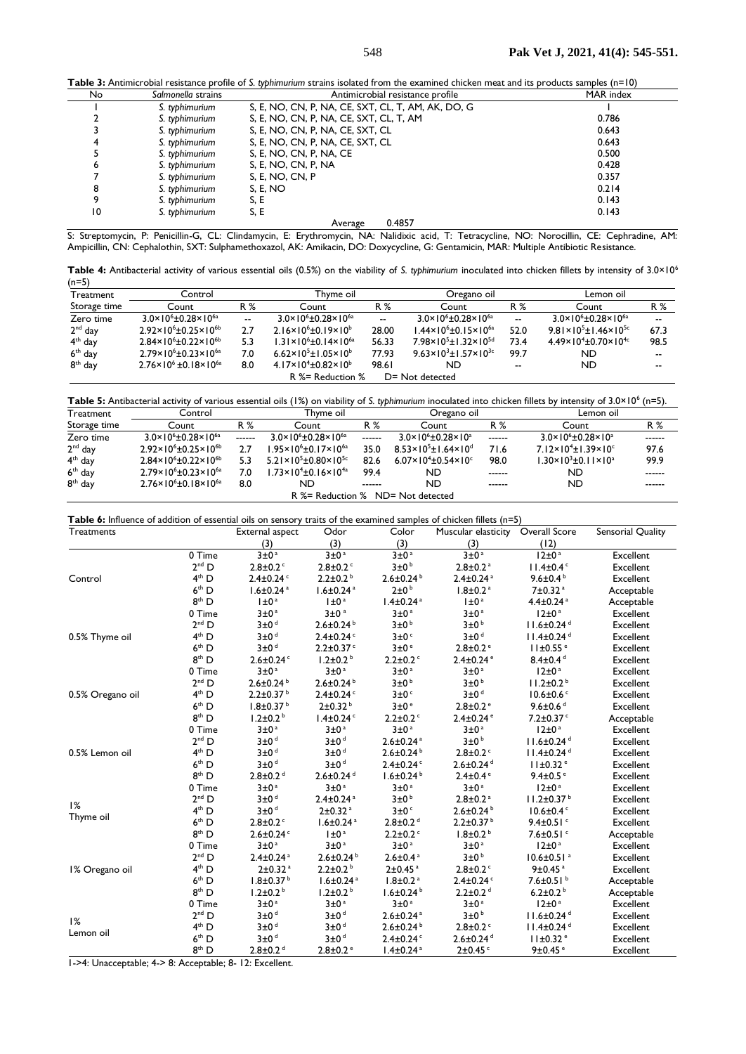**Table 3:** Antimicrobial resistance profile of *S. typhimurium* strains isolated from the examined chicken meat and its products samples (n=10)

| No | *Salmonella* strains | Antimicrobial resistance profile | MAR index |
|---|---|---|---|
| 1 | *S. typhimurium* | S, E, NO, CN, P, NA, CE, SXT, CL, T, AM, AK, DO, G | 1 |
| 2 | *S. typhimurium* | S, E, NO, CN, P, NA, CE, SXT, CL, T, AM | 0.786 |
| 3 | *S. typhimurium* | S, E, NO, CN, P, NA, CE, SXT, CL | 0.643 |
| 4 | *S. typhimurium* | S, E, NO, CN, P, NA, CE, SXT, CL | 0.643 |
| 5 | *S. typhimurium* | S, E, NO, CN, P, NA, CE | 0.500 |
| 6 | *S. typhimurium* | S, E, NO, CN, P, NA | 0.428 |
| 7 | *S. typhimurium* | S, E, NO, CN, P | 0.357 |
| 8 | *S. typhimurium* | S, E, NO | 0.214 |
| 9 | *S. typhimurium* | S, E | 0.143 |
| 10 | *S. typhimurium* | S, E | 0.143 |
| | | Average | 0.4857 |

S: Streptomycin, P: Penicillin-G, CL: Clindamycin, E: Erythromycin, NA: Nalidixic acid, T: Tetracycline, NO: Norocillin, CE: Cephradine, AM: Ampicillin, CN: Cephalothin, SXT: Sulphamethoxazol, AK: Amikacin, DO: Doxycycline, G: Gentamicin, MAR: Multiple Antibiotic Resistance.

**Table 4:** Antibacterial activity of various essential oils (0.5%) on the viability of *S. typhimurium* inoculated into chicken fillets by intensity of $3.0\times10^6$ (n=5)

| Treatment | Control | | Thyme oil | | Oregano oil | | Lemon oil | |
|---|---|---|---|---|---|---|---|---|
| Storage time | Count | R % | Count | R % | Count | R % | Count | R % |
| Zero time | $3.0\times10^6\pm0.28\times10^{6a}$ | -- | $3.0\times10^6\pm0.28\times10^{6a}$ | -- | $3.0\times10^6\pm0.28\times10^{6a}$ | -- | $3.0\times10^6\pm0.28\times10^{6a}$ | -- |
| 2nd day | $2.92\times10^6\pm0.25\times10^{6b}$ | 2.7 | $2.16\times10^6\pm0.19\times10^{b}$ | 28.00 | $1.44\times10^6\pm0.15\times10^{6a}$ | 52.0 | $9.81\times10^5\pm1.46\times10^{5c}$ | 67.3 |
| 4th day | $2.84\times10^6\pm0.22\times10^{6b}$ | 5.3 | $1.31\times10^6\pm0.14\times10^{6a}$ | 56.33 | $7.98\times10^5\pm1.32\times10^{5d}$ | 73.4 | $4.49\times10^4\pm0.70\times10^{4c}$ | 98.5 |
| 6th day | $2.79\times10^6\pm0.23\times10^{6a}$ | 7.0 | $6.62\times10^5\pm1.05\times10^{b}$ | 77.93 | $9.63\times10^3\pm1.57\times10^{3c}$ | 99.7 | ND | -- |
| 8th day | $2.76\times10^6\pm0.18\times10^{6a}$ | 8.0 | $4.17\times10^4\pm0.82\times10^{b}$ | 98.61 | ND | -- | ND | -- |

R %= Reduction %  D= Not detected

**Table 5:** Antibacterial activity of various essential oils (1%) on viability of *S. typhimurium* inoculated into chicken fillets by intensity of $3.0\times10^6$ (n=5).

| Treatment | Control | | Thyme oil | | Oregano oil | | Lemon oil | |
|---|---|---|---|---|---|---|---|---|
| Storage time | Count | R % | Count | R % | Count | R % | Count | R % |
| Zero time | $3.0\times10^6\pm0.28\times10^{6a}$ | ------ | $3.0\times10^6\pm0.28\times10^{6a}$ | ------ | $3.0\times10^6\pm0.28\times10^{a}$ | ------ | $3.0\times10^6\pm0.28\times10^{a}$ | ------ |
| 2nd day | $2.92\times10^6\pm0.25\times10^{6b}$ | 2.7 | $1.95\times10^6\pm0.17\times10^{6a}$ | 35.0 | $8.53\times10^5\pm1.64\times10^{d}$ | 71.6 | $7.12\times10^4\pm1.39\times10^{c}$ | 97.6 |
| 4th day | $2.84\times10^6\pm0.22\times10^{6b}$ | 5.3 | $5.21\times10^5\pm0.80\times10^{5c}$ | 82.6 | $6.07\times10^4\pm0.54\times10^{c}$ | 98.0 | $1.30\times10^3\pm0.11\times10^{a}$ | 99.9 |
| 6th day | $2.79\times10^6\pm0.23\times10^{6a}$ | 7.0 | $1.73\times10^4\pm0.16\times10^{4a}$ | 99.4 | ND | ------ | ND | ------ |
| 8th day | $2.76\times10^6\pm0.18\times10^{6a}$ | 8.0 | ND | ------ | ND | ------ | ND | ------ |

R %= Reduction %  ND= Not detected

**Table 6:** Influence of addition of essential oils on sensory traits of the examined samples of chicken fillets (n=5)

| Treatments | | External aspect (3) | Odor (3) | Color (3) | Muscular elasticity (3) | Overall Score (12) | Sensorial Quality |
|---|---|---|---|---|---|---|---|
| Control | 0 Time | 3±0 a | 3±0 a | 3±0 a | 3±0 a | 12±0 a | Excellent |
| | 2nd D | 2.8±0.2 c | 2.8±0.2 c | 3±0 b | 2.8±0.2 a | 11.4±0.4 c | Excellent |
| | 4th D | 2.4±0.24 c | 2.2±0.2 b | 2.6±0.24 b | 2.4±0.24 a | 9.6±0.4 b | Excellent |
| | 6th D | 1.6±0.24 a | 1.6±0.24 a | 2±0 b | 1.8±0.2 a | 7±0.32 a | Acceptable |
| | 8th D | 1±0 a | 1±0 a | 1.4±0.24 a | 1±0 a | 4.4±0.24 a | Acceptable |
| 0.5% Thyme oil | 0 Time | 3±0 a | 3±0 a | 3±0 a | 3±0 a | 12±0 a | Excellent |
| | 2nd D | 3±0 d | 2.6±0.24 b | 3±0 b | 3±0 b | 11.6±0.24 d | Excellent |
| | 4th D | 3±0 d | 2.4±0.24 c | 3±0 c | 3±0 d | 11.4±0.24 d | Excellent |
| | 6th D | 3±0 d | 2.2±0.37 c | 3±0 e | 2.8±0.2 e | 11±0.55 e | Excellent |
| | 8th D | 2.6±0.24 c | 1.2±0.2 b | 2.2±0.2 c | 2.4±0.24 e | 8.4±0.4 d | Excellent |
| 0.5% Oregano oil | 0 Time | 3±0 a | 3±0 a | 3±0 a | 3±0 a | 12±0 a | Excellent |
| | 2nd D | 2.6±0.24 b | 2.6±0.24 b | 3±0 b | 3±0 b | 11.2±0.2 b | Excellent |
| | 4th D | 2.2±0.37 b | 2.4±0.24 c | 3±0 c | 3±0 d | 10.6±0.6 c | Excellent |
| | 6th D | 1.8±0.37 b | 2±0.32 b | 3±0 e | 2.8±0.2 e | 9.6±0.6 d | Excellent |
| | 8th D | 1.2±0.2 b | 1.4±0.24 c | 2.2±0.2 c | 2.4±0.24 e | 7.2±0.37 c | Acceptable |
| 0.5% Lemon oil | 0 Time | 3±0 a | 3±0 a | 3±0 a | 3±0 a | 12±0 a | Excellent |
| | 2nd D | 3±0 d | 3±0 d | 2.6±0.24 a | 3±0 b | 11.6±0.24 d | Excellent |
| | 4th D | 3±0 d | 3±0 d | 2.6±0.24 b | 2.8±0.2 c | 11.4±0.24 d | Excellent |
| | 6th D | 3±0 d | 3±0 d | 2.4±0.24 c | 2.6±0.24 d | 11±0.32 e | Excellent |
| | 8th D | 2.8±0.2 d | 2.6±0.24 d | 1.6±0.24 b | 2.4±0.4 e | 9.4±0.5 e | Excellent |
| 1% Thyme oil | 0 Time | 3±0 a | 3±0 a | 3±0 a | 3±0 a | 12±0 a | Excellent |
| | 2nd D | 3±0 d | 2.4±0.24 a | 3±0 b | 2.8±0.2 a | 11.2±0.37 b | Excellent |
| | 4th D | 3±0 d | 2±0.32 a | 3±0 c | 2.6±0.24 b | 10.6±0.4 c | Excellent |
| | 6th D | 2.8±0.2 c | 1.6±0.24 a | 2.8±0.2 d | 2.2±0.37 b | 9.4±0.51 c | Excellent |
| | 8th D | 2.6±0.24 c | 1±0 a | 2.2±0.2 c | 1.8±0.2 b | 7.6±0.51 c | Acceptable |
| 1% Oregano oil | 0 Time | 3±0 a | 3±0 a | 3±0 a | 3±0 a | 12±0 a | Excellent |
| | 2nd D | 2.4±0.24 a | 2.6±0.24 b | 2.6±0.4 a | 3±0 b | 10.6±0.51 a | Excellent |
| | 4th D | 2±0.32 a | 2.2±0.2 b | 2±0.45 a | 2.8±0.2 c | 9±0.45 a | Excellent |
| | 6th D | 1.8±0.37 b | 1.6±0.24 a | 1.8±0.2 a | 2.4±0.24 c | 7.6±0.51 b | Acceptable |
| | 8th D | 1.2±0.2 b | 1.2±0.2 b | 1.6±0.24 b | 2.2±0.2 d | 6.2±0.2 b | Acceptable |
| 1% Lemon oil | 0 Time | 3±0 a | 3±0 a | 3±0 a | 3±0 a | 12±0 a | Excellent |
| | 2nd D | 3±0 d | 3±0 d | 2.6±0.24 a | 3±0 b | 11.6±0.24 d | Excellent |
| | 4th D | 3±0 d | 3±0 d | 2.6±0.24 b | 2.8±0.2 c | 11.4±0.24 d | Excellent |
| | 6th D | 3±0 d | 3±0 d | 2.4±0.24 c | 2.6±0.24 d | 11±0.32 e | Excellent |
| | 8th D | 2.8±0.2 d | 2.8±0.2 e | 1.4±0.24 a | 2±0.45 c | 9±0.45 e | Excellent |

1->4: Unacceptable; 4-> 8: Acceptable; 8- 12: Excellent.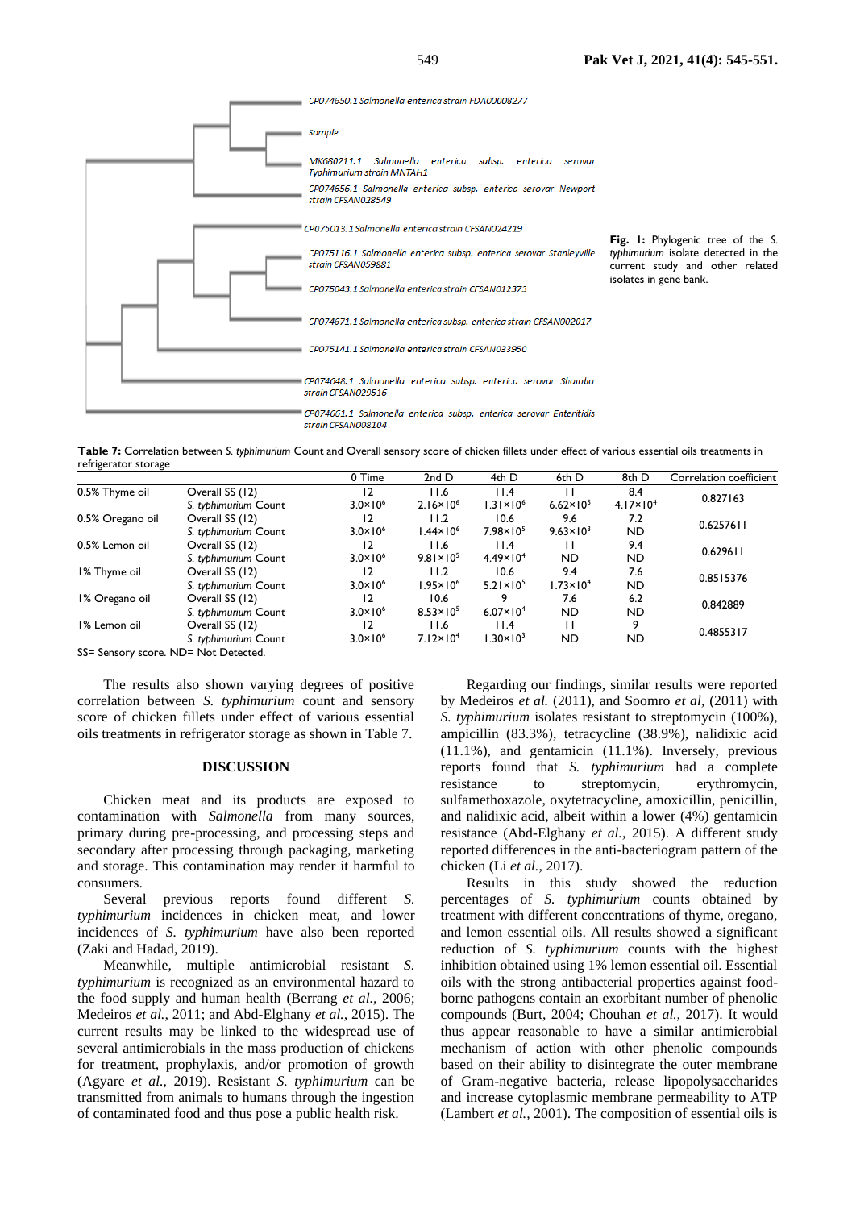CP074650.1 Salmonella enterica strain FDA00008277

Sample

MK680211.1 Salmonella enterica subsp. enterica serovar Typhimurium strain MNTAH1

CP074656.1 Salmonella enterica subsp. enterica serovar Newport strain CFSAN028549

CP075013.1 Salmonella enterica strain CFSAN024219

CP075116.1 Salmonella enterica subsp. enterica serovar Stanleyville strain CFSAN059881

CP075043.1 Salmonella enterica strain CFSAN012373

CP074671.1 Salmonella enterica subsp. enterica strain CFSAN002017

CP075141.1 Salmonella enterica strain CFSAN033950

CP074648.1 Salmonella enterica subsp. enterica serovar Shamba strain CFSAN029516

CP074661.1 Salmonella enterica subsp. enterica serovar Enteritidis strain CFSAN008104

**Fig. 1:** Phylogenic tree of the *S. typhimurium* isolate detected in the current study and other related isolates in gene bank.

**Table 7:** Correlation between *S. typhimurium* Count and Overall sensory score of chicken fillets under effect of various essential oils treatments in refrigerator storage

| | | 0 Time | 2nd D | 4th D | 6th D | 8th D | Correlation coefficient |
|---|---|---|---|---|---|---|---|
| 0.5% Thyme oil | Overall SS (12) | 12 | 11.6 | 11.4 | 11 | 8.4 | 0.827163 |
| | *S. typhimurium* Count | $3.0\times10^6$ | $2.16\times10^6$ | $1.31\times10^6$ | $6.62\times10^5$ | $4.17\times10^4$ | |
| 0.5% Oregano oil | Overall SS (12) | 12 | 11.2 | 10.6 | 9.6 | 7.2 | 0.6257611 |
| | *S. typhimurium* Count | $3.0\times10^6$ | $1.44\times10^6$ | $7.98\times10^5$ | $9.63\times10^3$ | ND | |
| 0.5% Lemon oil | Overall SS (12) | 12 | 11.6 | 11.4 | 11 | 9.4 | 0.629611 |
| | *S. typhimurium* Count | $3.0\times10^6$ | $9.81\times10^5$ | $4.49\times10^4$ | ND | ND | |
| 1% Thyme oil | Overall SS (12) | 12 | 11.2 | 10.6 | 9.4 | 7.6 | 0.8515376 |
| | *S. typhimurium* Count | $3.0\times10^6$ | $1.95\times10^6$ | $5.21\times10^5$ | $1.73\times10^4$ | ND | |
| 1% Oregano oil | Overall SS (12) | 12 | 10.6 | 9 | 7.6 | 6.2 | 0.842889 |
| | *S. typhimurium* Count | $3.0\times10^6$ | $8.53\times10^5$ | $6.07\times10^4$ | ND | ND | |
| 1% Lemon oil | Overall SS (12) | 12 | 11.6 | 11.4 | 11 | 9 | 0.4855317 |
| | *S. typhimurium* Count | $3.0\times10^6$ | $7.12\times10^4$ | $1.30\times10^3$ | ND | ND | |

SS= Sensory score. ND= Not Detected.

The results also shown varying degrees of positive correlation between *S. typhimurium* count and sensory score of chicken fillets under effect of various essential oils treatments in refrigerator storage as shown in Table 7.

## DISCUSSION

Chicken meat and its products are exposed to contamination with *Salmonella* from many sources, primary during pre-processing, and processing steps and secondary after processing through packaging, marketing and storage. This contamination may render it harmful to consumers.

Several previous reports found different *S. typhimurium* incidences in chicken meat, and lower incidences of *S. typhimurium* have also been reported (Zaki and Hadad, 2019).

Meanwhile, multiple antimicrobial resistant *S. typhimurium* is recognized as an environmental hazard to the food supply and human health (Berrang *et al.*, 2006; Medeiros *et al.,* 2011; and Abd-Elghany *et al.,* 2015). The current results may be linked to the widespread use of several antimicrobials in the mass production of chickens for treatment, prophylaxis, and/or promotion of growth (Agyare *et al.,* 2019). Resistant *S. typhimurium* can be transmitted from animals to humans through the ingestion of contaminated food and thus pose a public health risk.

Regarding our findings, similar results were reported by Medeiros *et al.* (2011), and Soomro *et al,* (2011) with *S. typhimurium* isolates resistant to streptomycin (100%), ampicillin (83.3%), tetracycline (38.9%), nalidixic acid (11.1%), and gentamicin (11.1%). Inversely, previous reports found that *S. typhimurium* had a complete resistance to streptomycin, erythromycin, sulfamethoxazole, oxytetracycline, amoxicillin, penicillin, and nalidixic acid, albeit within a lower (4%) gentamicin resistance (Abd-Elghany *et al.,* 2015). A different study reported differences in the anti-bacteriogram pattern of the chicken (Li *et al.,* 2017).

Results in this study showed the reduction percentages of *S. typhimurium* counts obtained by treatment with different concentrations of thyme, oregano, and lemon essential oils. All results showed a significant reduction of *S. typhimurium* counts with the highest inhibition obtained using 1% lemon essential oil. Essential oils with the strong antibacterial properties against food-borne pathogens contain an exorbitant number of phenolic compounds (Burt, 2004; Chouhan *et al.,* 2017). It would thus appear reasonable to have a similar antimicrobial mechanism of action with other phenolic compounds based on their ability to disintegrate the outer membrane of Gram-negative bacteria, release lipopolysaccharides and increase cytoplasmic membrane permeability to ATP (Lambert *et al.,* 2001). The composition of essential oils is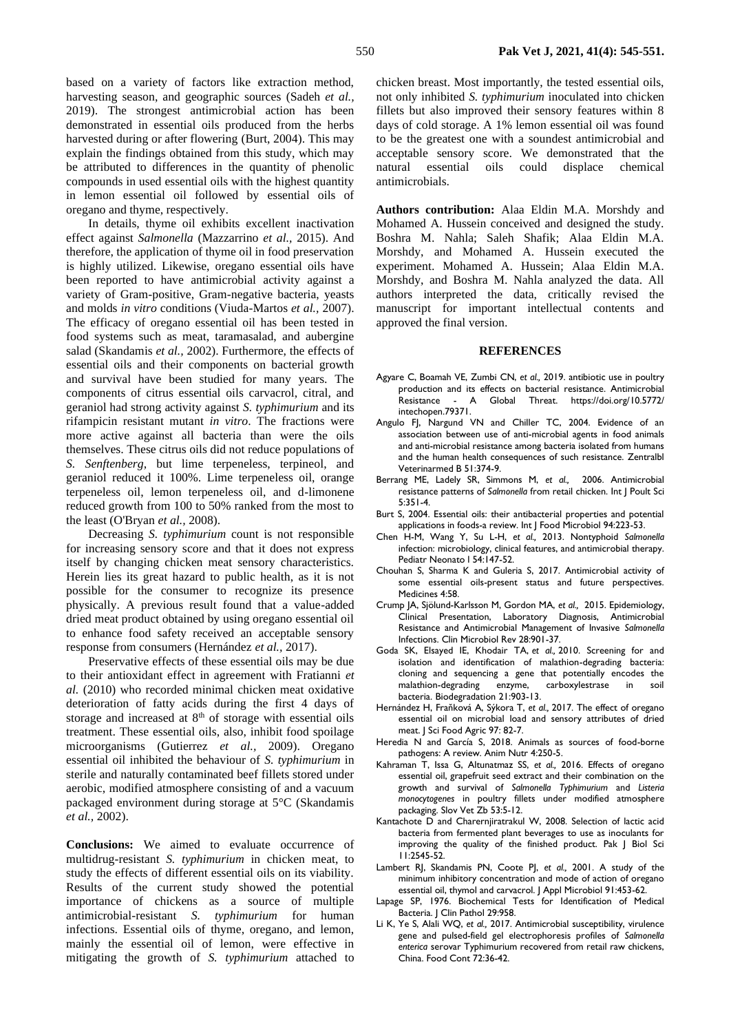based on a variety of factors like extraction method, harvesting season, and geographic sources (Sadeh *et al.,* 2019). The strongest antimicrobial action has been demonstrated in essential oils produced from the herbs harvested during or after flowering (Burt, 2004). This may explain the findings obtained from this study, which may be attributed to differences in the quantity of phenolic compounds in used essential oils with the highest quantity in lemon essential oil followed by essential oils of oregano and thyme, respectively.

In details, thyme oil exhibits excellent inactivation effect against *Salmonella* (Mazzarrino *et al.,* 2015). And therefore, the application of thyme oil in food preservation is highly utilized. Likewise, oregano essential oils have been reported to have antimicrobial activity against a variety of Gram-positive, Gram-negative bacteria, yeasts and molds *in vitro* conditions (Viuda-Martos *et al.,* 2007). The efficacy of oregano essential oil has been tested in food systems such as meat, taramasalad, and aubergine salad (Skandamis *et al.,* 2002). Furthermore, the effects of essential oils and their components on bacterial growth and survival have been studied for many years. The components of citrus essential oils carvacrol, citral, and geraniol had strong activity against *S. typhimurium* and its rifampicin resistant mutant *in vitro*. The fractions were more active against all bacteria than were the oils themselves. These citrus oils did not reduce populations of *S. Senftenberg*, but lime terpeneless, terpineol, and geraniol reduced it 100%. Lime terpeneless oil, orange terpeneless oil, lemon terpeneless oil, and d-limonene reduced growth from 100 to 50% ranked from the most to the least (O'Bryan *et al.,* 2008).

Decreasing *S. typhimurium* count is not responsible for increasing sensory score and that it does not express itself by changing chicken meat sensory characteristics. Herein lies its great hazard to public health, as it is not possible for the consumer to recognize its presence physically. A previous result found that a value-added dried meat product obtained by using oregano essential oil to enhance food safety received an acceptable sensory response from consumers (Hernández *et al.,* 2017).

Preservative effects of these essential oils may be due to their antioxidant effect in agreement with Fratianni *et al.* (2010) who recorded minimal chicken meat oxidative deterioration of fatty acids during the first 4 days of storage and increased at 8th of storage with essential oils treatment. These essential oils, also, inhibit food spoilage microorganisms (Gutierrez *et al.,* 2009). Oregano essential oil inhibited the behaviour of *S. typhimurium* in sterile and naturally contaminated beef fillets stored under aerobic, modified atmosphere consisting of and a vacuum packaged environment during storage at 5°C (Skandamis *et al.,* 2002).

**Conclusions:** We aimed to evaluate occurrence of multidrug-resistant *S. typhimurium* in chicken meat, to study the effects of different essential oils on its viability. Results of the current study showed the potential importance of chickens as a source of multiple antimicrobial-resistant *S. typhimurium* for human infections. Essential oils of thyme, oregano, and lemon, mainly the essential oil of lemon, were effective in mitigating the growth of *S. typhimurium* attached to chicken breast. Most importantly, the tested essential oils, not only inhibited *S. typhimurium* inoculated into chicken fillets but also improved their sensory features within 8 days of cold storage. A 1% lemon essential oil was found to be the greatest one with a soundest antimicrobial and acceptable sensory score. We demonstrated that the natural essential oils could displace chemical antimicrobials.

**Authors contribution:** Alaa Eldin M.A. Morshdy and Mohamed A. Hussein conceived and designed the study. Boshra M. Nahla; Saleh Shafik; Alaa Eldin M.A. Morshdy, and Mohamed A. Hussein executed the experiment. Mohamed A. Hussein; Alaa Eldin M.A. Morshdy, and Boshra M. Nahla analyzed the data. All authors interpreted the data, critically revised the manuscript for important intellectual contents and approved the final version.

## REFERENCES

- Agyare C, Boamah VE, Zumbi CN, *et al.,* 2019. antibiotic use in poultry production and its effects on bacterial resistance. Antimicrobial Resistance - A Global Threat. https://doi.org/10.5772/intechopen.79371.
- Angulo FJ, Nargund VN and Chiller TC, 2004. Evidence of an association between use of anti-microbial agents in food animals and anti-microbial resistance among bacteria isolated from humans and the human health consequences of such resistance. Zentralbl Veterinarmed B 51:374-9.
- Berrang ME, Ladely SR, Simmons M, *et al.,* 2006. Antimicrobial resistance patterns of *Salmonella* from retail chicken. Int J Poult Sci 5:351-4.
- Burt S, 2004. Essential oils: their antibacterial properties and potential applications in foods-a review. Int J Food Microbiol 94:223-53.
- Chen H-M, Wang Y, Su L-H, *et al.,* 2013. Nontyphoid *Salmonella* infection: microbiology, clinical features, and antimicrobial therapy. Pediatr Neonato l 54:147-52.
- Chouhan S, Sharma K and Guleria S, 2017. Antimicrobial activity of some essential oils-present status and future perspectives. Medicines 4:58.
- Crump JA, Sjölund-Karlsson M, Gordon MA, *et al.,* 2015. Epidemiology, Clinical Presentation, Laboratory Diagnosis, Antimicrobial Resistance and Antimicrobial Management of Invasive *Salmonella* Infections. Clin Microbiol Rev 28:901-37.
- Goda SK, Elsayed IE, Khodair TA, *et al.,* 2010. Screening for and isolation and identification of malathion-degrading bacteria: cloning and sequencing a gene that potentially encodes the malathion-degrading enzyme, carboxylestrase in soil bacteria. Biodegradation 21:903-13.
- Hernández H, Fraňková A, Sýkora T, *et al.,* 2017. The effect of oregano essential oil on microbial load and sensory attributes of dried meat. J Sci Food Agric 97: 82-7.
- Heredia N and García S, 2018. Animals as sources of food-borne pathogens: A review. Anim Nutr 4:250-5.
- Kahraman T, Issa G, Altunatmaz SS, *et al.,* 2016. Effects of oregano essential oil, grapefruit seed extract and their combination on the growth and survival of *Salmonella Typhimurium* and *Listeria monocytogenes* in poultry fillets under modified atmosphere packaging. Slov Vet Zb 53:5-12.
- Kantachote D and Charernjiratrakul W, 2008. Selection of lactic acid bacteria from fermented plant beverages to use as inoculants for improving the quality of the finished product. Pak J Biol Sci 11:2545-52.
- Lambert RJ, Skandamis PN, Coote PJ, *et al.,* 2001. A study of the minimum inhibitory concentration and mode of action of oregano essential oil, thymol and carvacrol. J Appl Microbiol 91:453-62.
- Lapage SP, 1976. Biochemical Tests for Identification of Medical Bacteria. J Clin Pathol 29:958.
- Li K, Ye S, Alali WQ, *et al.,* 2017. Antimicrobial susceptibility, virulence gene and pulsed-field gel electrophoresis profiles of *Salmonella enterica* serovar Typhimurium recovered from retail raw chickens, China. Food Cont 72:36-42.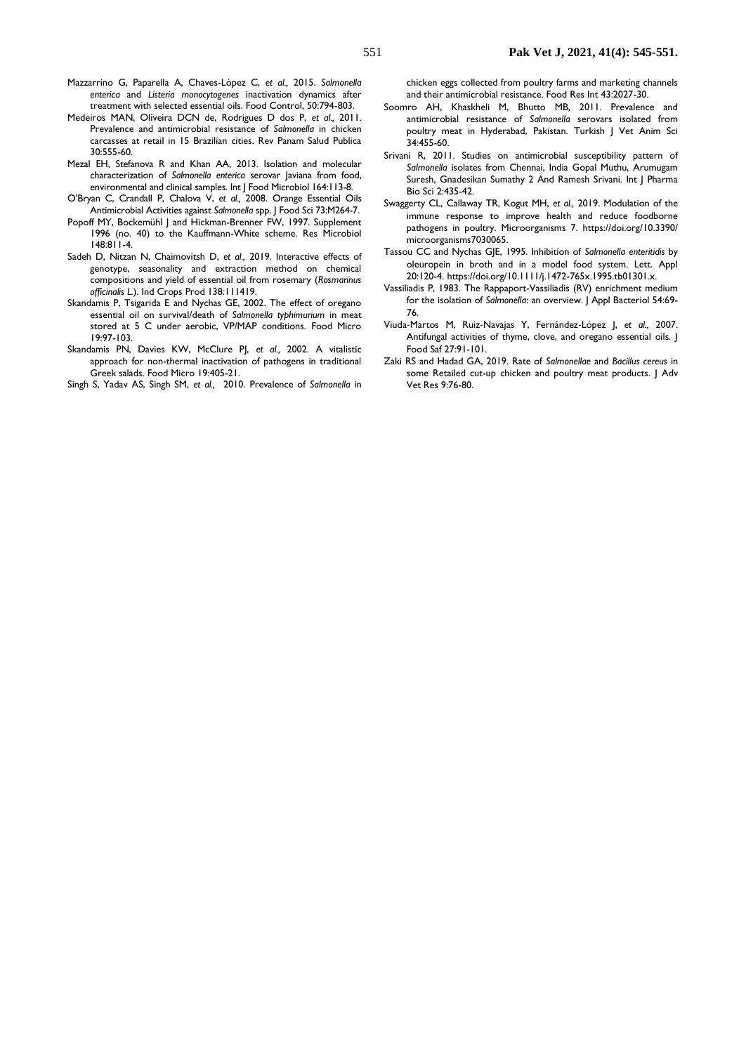Mazzarrino G, Paparella A, Chaves-López C, *et al.,* 2015. *Salmonella enterica* and *Listeria monocytogenes* inactivation dynamics after treatment with selected essential oils. Food Control, 50:794-803.

Medeiros MAN, Oliveira DCN de, Rodrigues D dos P, *et al.,* 2011. Prevalence and antimicrobial resistance of *Salmonella* in chicken carcasses at retail in 15 Brazilian cities. Rev Panam Salud Publica 30:555-60.

Mezal EH, Stefanova R and Khan AA, 2013. Isolation and molecular characterization of *Salmonella enterica* serovar Javiana from food, environmental and clinical samples. Int J Food Microbiol 164:113-8.

O'Bryan C, Crandall P, Chalova V, *et al.,* 2008. Orange Essential Oils Antimicrobial Activities against *Salmonella* spp. J Food Sci 73:M264-7.

Popoff MY, Bockemühl J and Hickman-Brenner FW, 1997. Supplement 1996 (no. 40) to the Kauffmann-White scheme. Res Microbiol 148:811-4.

Sadeh D, Nitzan N, Chaimovitsh D, *et al.,* 2019. Interactive effects of genotype, seasonality and extraction method on chemical compositions and yield of essential oil from rosemary (*Rosmarinus officinalis L.*). Ind Crops Prod 138:111419.

Skandamis P, Tsigarida E and Nychas GE, 2002. The effect of oregano essential oil on survival/death of *Salmonella typhimurium* in meat stored at 5 C under aerobic, VP/MAP conditions. Food Micro 19:97-103.

Skandamis PN, Davies KW, McClure PJ, *et al.,* 2002. A vitalistic approach for non-thermal inactivation of pathogens in traditional Greek salads. Food Micro 19:405-21.

Singh S, Yadav AS, Singh SM, *et al.,* 2010. Prevalence of *Salmonella* in chicken eggs collected from poultry farms and marketing channels and their antimicrobial resistance. Food Res Int 43:2027-30.

Soomro AH, Khaskheli M, Bhutto MB, 2011. Prevalence and antimicrobial resistance of *Salmonella* serovars isolated from poultry meat in Hyderabad, Pakistan. Turkish J Vet Anim Sci 34:455-60.

Srivani R, 2011. Studies on antimicrobial susceptibility pattern of *Salmonella* isolates from Chennai, India Gopal Muthu, Arumugam Suresh, Gnadesikan Sumathy 2 And Ramesh Srivani. Int J Pharma Bio Sci 2:435-42.

Swaggerty CL, Callaway TR, Kogut MH, *et al.,* 2019. Modulation of the immune response to improve health and reduce foodborne pathogens in poultry. Microorganisms 7. https://doi.org/10.3390/microorganisms7030065.

Tassou CC and Nychas GJE, 1995. Inhibition of *Salmonella enteritidis* by oleuropein in broth and in a model food system. Lett. Appl 20:120-4. https://doi.org/10.1111/j.1472-765x.1995.tb01301.x.

Vassiliadis P, 1983. The Rappaport-Vassiliadis (RV) enrichment medium for the isolation of *Salmonella*: an overview. J Appl Bacteriol 54:69-76.

Viuda-Martos M, Ruiz-Navajas Y, Fernández-López J, *et al.,* 2007. Antifungal activities of thyme, clove, and oregano essential oils. J Food Saf 27:91-101.

Zaki RS and Hadad GA, 2019. Rate of *Salmonellae* and *Bacillus cereus* in some Retailed cut-up chicken and poultry meat products. J Adv Vet Res 9:76-80.